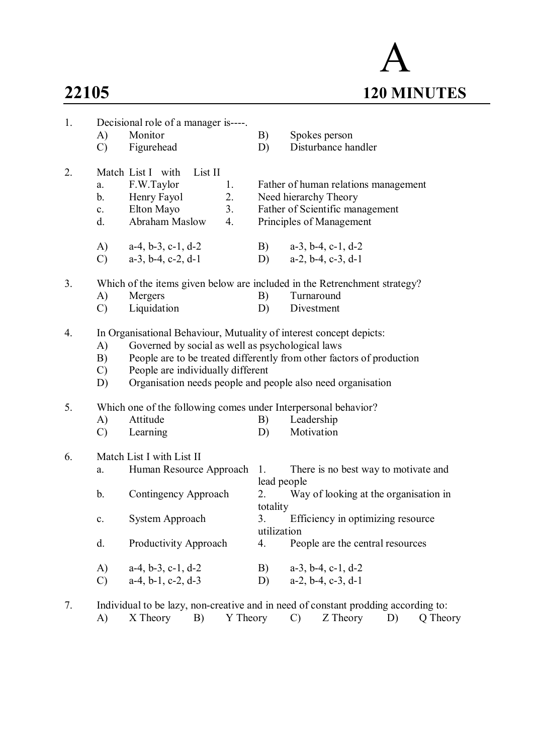# 22105

# A

**120 MINUTES**

1. Decisional role of a manager is----.
   - A) Monitor
   - B) Spokes person
   - C) Figurehead
   - D) Disturbance handler

2. Match List I with List II

| | List I | | List II |
|---|---|---|---|
| a. | F.W.Taylor | 1. | Father of human relations management |
| b. | Henry Fayol | 2. | Need hierarchy Theory |
| c. | Elton Mayo | 3. | Father of Scientific management |
| d. | Abraham Maslow | 4. | Principles of Management |

   - A) a-4, b-3, c-1, d-2
   - B) a-3, b-4, c-1, d-2
   - C) a-3, b-4, c-2, d-1
   - D) a-2, b-4, c-3, d-1

3. Which of the items given below are included in the Retrenchment strategy?
   - A) Mergers
   - B) Turnaround
   - C) Liquidation
   - D) Divestment

4. In Organisational Behaviour, Mutuality of interest concept depicts:
   - A) Governed by social as well as psychological laws
   - B) People are to be treated differently from other factors of production
   - C) People are individually different
   - D) Organisation needs people and people also need organisation

5. Which one of the following comes under Interpersonal behavior?
   - A) Attitude
   - B) Leadership
   - C) Learning
   - D) Motivation

6. Match List I with List II

| | List I | | List II |
|---|---|---|---|
| a. | Human Resource Approach | 1. | There is no best way to motivate and lead people |
| b. | Contingency Approach | 2. | Way of looking at the organisation in totality |
| c. | System Approach | 3. | Efficiency in optimizing resource utilization |
| d. | Productivity Approach | 4. | People are the central resources |

   - A) a-4, b-3, c-1, d-2
   - B) a-3, b-4, c-1, d-2
   - C) a-4, b-1, c-2, d-3
   - D) a-2, b-4, c-3, d-1

7. Individual to be lazy, non-creative and in need of constant prodding according to:
   - A) X Theory
   - B) Y Theory
   - C) Z Theory
   - D) Q Theory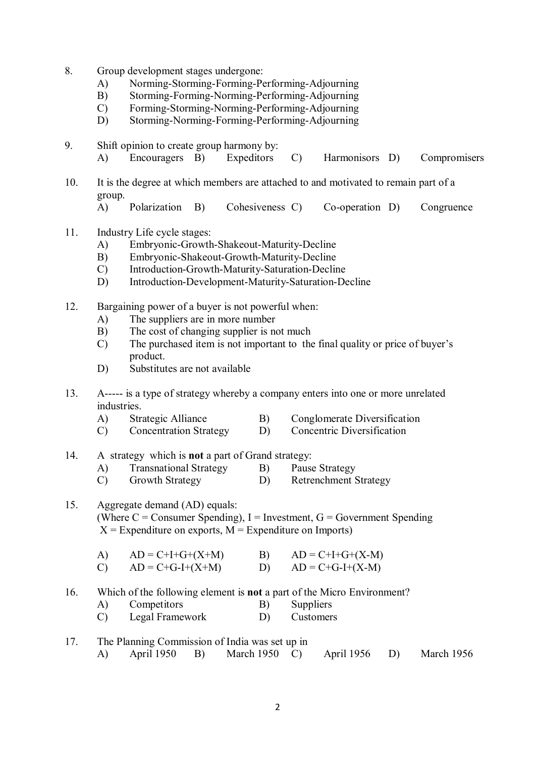8. Group development stages undergone:
   A) Norming-Storming-Forming-Performing-Adjourning
   B) Storming-Forming-Norming-Performing-Adjourning
   C) Forming-Storming-Norming-Performing-Adjourning
   D) Storming-Norming-Forming-Performing-Adjourning

9. Shift opinion to create group harmony by:
   A) Encouragers B) Expeditors C) Harmonisors D) Compromisers

10. It is the degree at which members are attached to and motivated to remain part of a group.
    A) Polarization B) Cohesiveness C) Co-operation D) Congruence

11. Industry Life cycle stages:
    A) Embryonic-Growth-Shakeout-Maturity-Decline
    B) Embryonic-Shakeout-Growth-Maturity-Decline
    C) Introduction-Growth-Maturity-Saturation-Decline
    D) Introduction-Development-Maturity-Saturation-Decline

12. Bargaining power of a buyer is not powerful when:
    A) The suppliers are in more number
    B) The cost of changing supplier is not much
    C) The purchased item is not important to the final quality or price of buyer's product.
    D) Substitutes are not available

13. A----- is a type of strategy whereby a company enters into one or more unrelated industries.
    A) Strategic Alliance B) Conglomerate Diversification
    C) Concentration Strategy D) Concentric Diversification

14. A strategy which is **not** a part of Grand strategy:
    A) Transnational Strategy B) Pause Strategy
    C) Growth Strategy D) Retrenchment Strategy

15. Aggregate demand (AD) equals:
    (Where C = Consumer Spending), I = Investment, G = Government Spending
    X = Expenditure on exports, M = Expenditure on Imports)

    A) $AD = C+I+G+(X+M)$ B) $AD = C+I+G+(X-M)$
    C) $AD = C+G-I+(X+M)$ D) $AD = C+G-I+(X-M)$

16. Which of the following element is **not** a part of the Micro Environment?
    A) Competitors B) Suppliers
    C) Legal Framework D) Customers

17. The Planning Commission of India was set up in
    A) April 1950 B) March 1950 C) April 1956 D) March 1956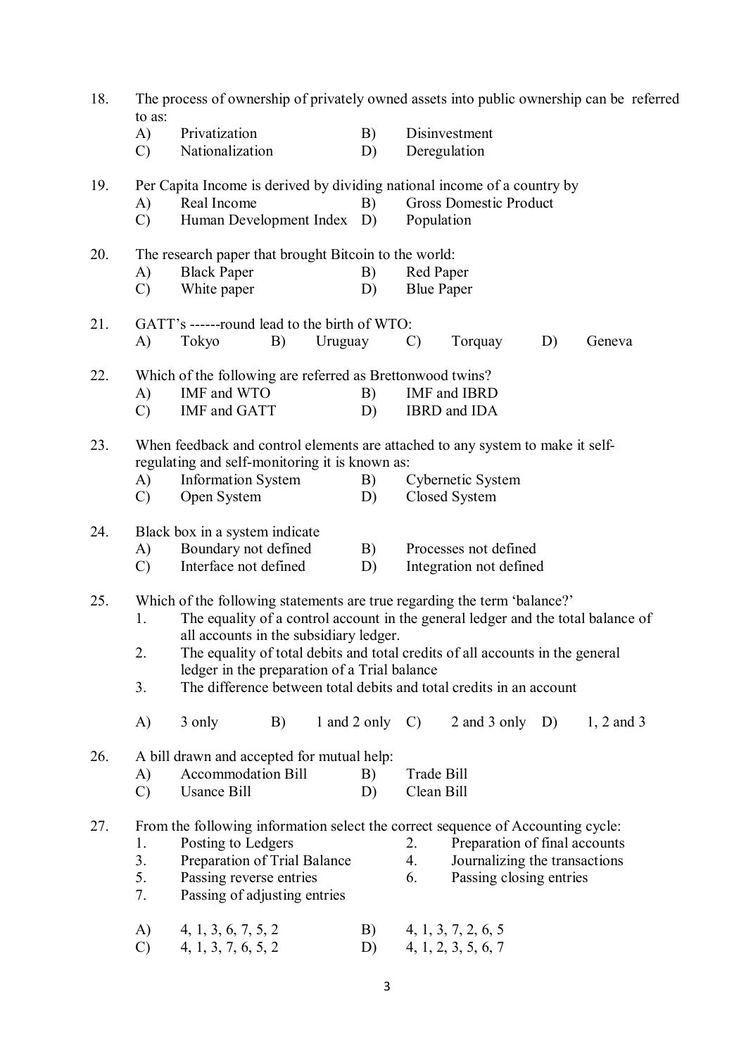18. The process of ownership of privately owned assets into public ownership can be referred to as:

A) Privatization  B) Disinvestment
C) Nationalization  D) Deregulation

19. Per Capita Income is derived by dividing national income of a country by

A) Real Income  B) Gross Domestic Product
C) Human Development Index  D) Population

20. The research paper that brought Bitcoin to the world:

A) Black Paper  B) Red Paper
C) White paper  D) Blue Paper

21. GATT's ------round lead to the birth of WTO:

A) Tokyo  B) Uruguay  C) Torquay  D) Geneva

22. Which of the following are referred as Brettonwood twins?

A) IMF and WTO  B) IMF and IBRD
C) IMF and GATT  D) IBRD and IDA

23. When feedback and control elements are attached to any system to make it self-regulating and self-monitoring it is known as:

A) Information System  B) Cybernetic System
C) Open System  D) Closed System

24. Black box in a system indicate

A) Boundary not defined  B) Processes not defined
C) Interface not defined  D) Integration not defined

25. Which of the following statements are true regarding the term 'balance?'

1. The equality of a control account in the general ledger and the total balance of all accounts in the subsidiary ledger.
2. The equality of total debits and total credits of all accounts in the general ledger in the preparation of a Trial balance
3. The difference between total debits and total credits in an account

A) 3 only  B) 1 and 2 only  C) 2 and 3 only  D) 1, 2 and 3

26. A bill drawn and accepted for mutual help:

A) Accommodation Bill  B) Trade Bill
C) Usance Bill  D) Clean Bill

27. From the following information select the correct sequence of Accounting cycle:

1. Posting to Ledgers  2. Preparation of final accounts
3. Preparation of Trial Balance  4. Journalizing the transactions
5. Passing reverse entries  6. Passing closing entries
7. Passing of adjusting entries

A) 4, 1, 3, 6, 7, 5, 2  B) 4, 1, 3, 7, 2, 6, 5
C) 4, 1, 3, 7, 6, 5, 2  D) 4, 1, 2, 3, 5, 6, 7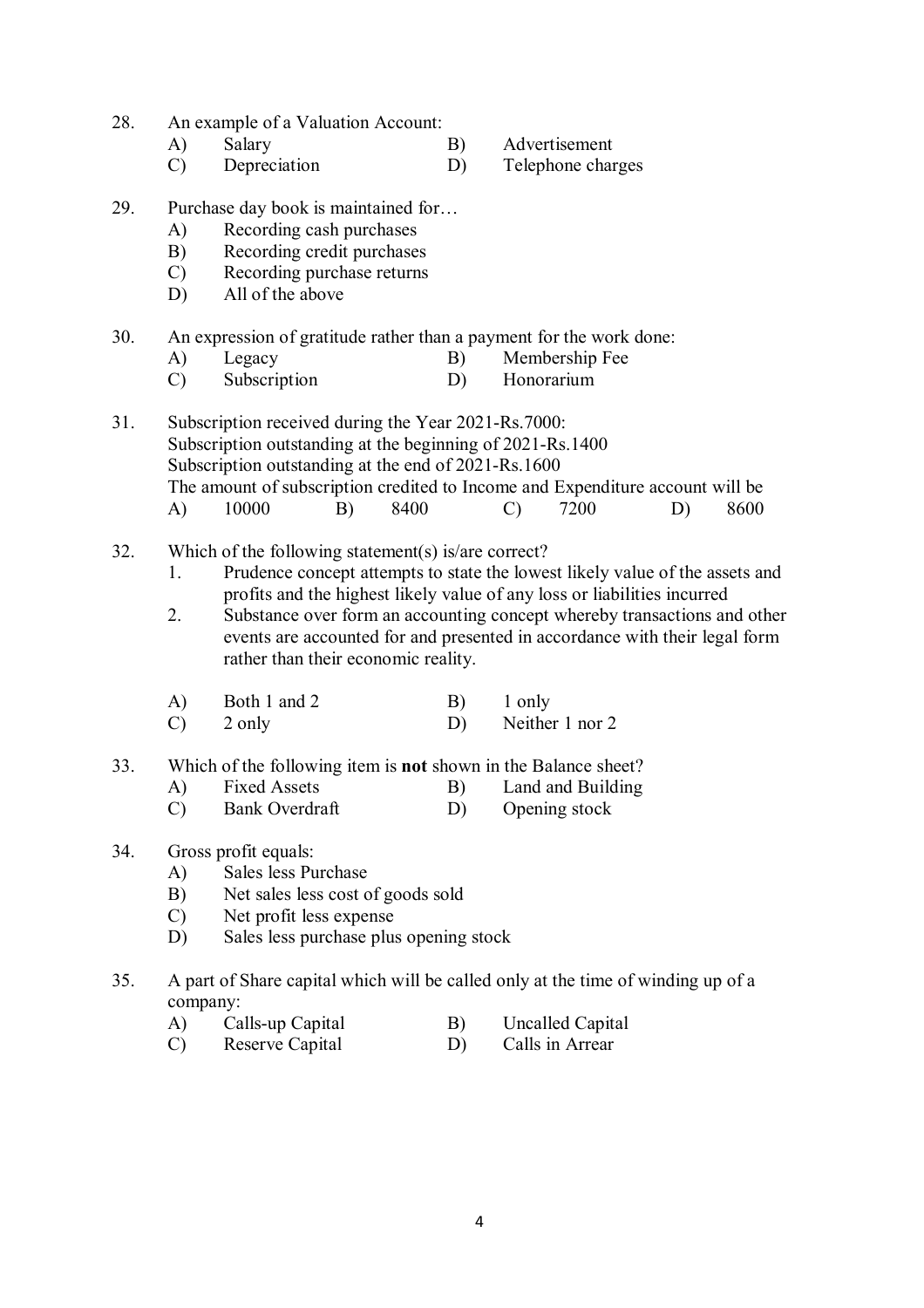28. An example of a Valuation Account:
    A) Salary
    B) Advertisement
    C) Depreciation
    D) Telephone charges

29. Purchase day book is maintained for…
    A) Recording cash purchases
    B) Recording credit purchases
    C) Recording purchase returns
    D) All of the above

30. An expression of gratitude rather than a payment for the work done:
    A) Legacy
    B) Membership Fee
    C) Subscription
    D) Honorarium

31. Subscription received during the Year 2021-Rs.7000:
    Subscription outstanding at the beginning of 2021-Rs.1400
    Subscription outstanding at the end of 2021-Rs.1600
    The amount of subscription credited to Income and Expenditure account will be
    A) 10000
    B) 8400
    C) 7200
    D) 8600

32. Which of the following statement(s) is/are correct?
    1. Prudence concept attempts to state the lowest likely value of the assets and profits and the highest likely value of any loss or liabilities incurred
    2. Substance over form an accounting concept whereby transactions and other events are accounted for and presented in accordance with their legal form rather than their economic reality.

    A) Both 1 and 2
    B) 1 only
    C) 2 only
    D) Neither 1 nor 2

33. Which of the following item is **not** shown in the Balance sheet?
    A) Fixed Assets
    B) Land and Building
    C) Bank Overdraft
    D) Opening stock

34. Gross profit equals:
    A) Sales less Purchase
    B) Net sales less cost of goods sold
    C) Net profit less expense
    D) Sales less purchase plus opening stock

35. A part of Share capital which will be called only at the time of winding up of a company:
    A) Calls-up Capital
    B) Uncalled Capital
    C) Reserve Capital
    D) Calls in Arrear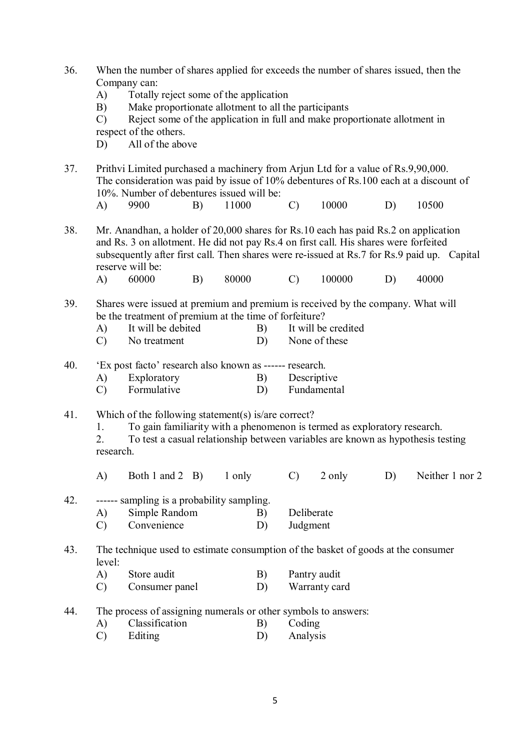36. When the number of shares applied for exceeds the number of shares issued, then the Company can:
    - A) Totally reject some of the application
    - B) Make proportionate allotment to all the participants
    - C) Reject some of the application in full and make proportionate allotment in respect of the others.
    - D) All of the above

37. Prithvi Limited purchased a machinery from Arjun Ltd for a value of Rs.9,90,000. The consideration was paid by issue of 10% debentures of Rs.100 each at a discount of 10%. Number of debentures issued will be:

    A) 9900 B) 11000 C) 10000 D) 10500

38. Mr. Anandhan, a holder of 20,000 shares for Rs.10 each has paid Rs.2 on application and Rs. 3 on allotment. He did not pay Rs.4 on first call. His shares were forfeited subsequently after first call. Then shares were re-issued at Rs.7 for Rs.9 paid up. Capital reserve will be:

    A) 60000 B) 80000 C) 100000 D) 40000

39. Shares were issued at premium and premium is received by the company. What will be the treatment of premium at the time of forfeiture?
    - A) It will be debited
    - B) It will be credited
    - C) No treatment
    - D) None of these

40. 'Ex post facto' research also known as ------ research.
    - A) Exploratory
    - B) Descriptive
    - C) Formulative
    - D) Fundamental

41. Which of the following statement(s) is/are correct?
    1. To gain familiarity with a phenomenon is termed as exploratory research.
    2. To test a casual relationship between variables are known as hypothesis testing research.

    A) Both 1 and 2 B) 1 only C) 2 only D) Neither 1 nor 2

42. ------ sampling is a probability sampling.
    - A) Simple Random
    - B) Deliberate
    - C) Convenience
    - D) Judgment

43. The technique used to estimate consumption of the basket of goods at the consumer level:
    - A) Store audit
    - B) Pantry audit
    - C) Consumer panel
    - D) Warranty card

44. The process of assigning numerals or other symbols to answers:
    - A) Classification
    - B) Coding
    - C) Editing
    - D) Analysis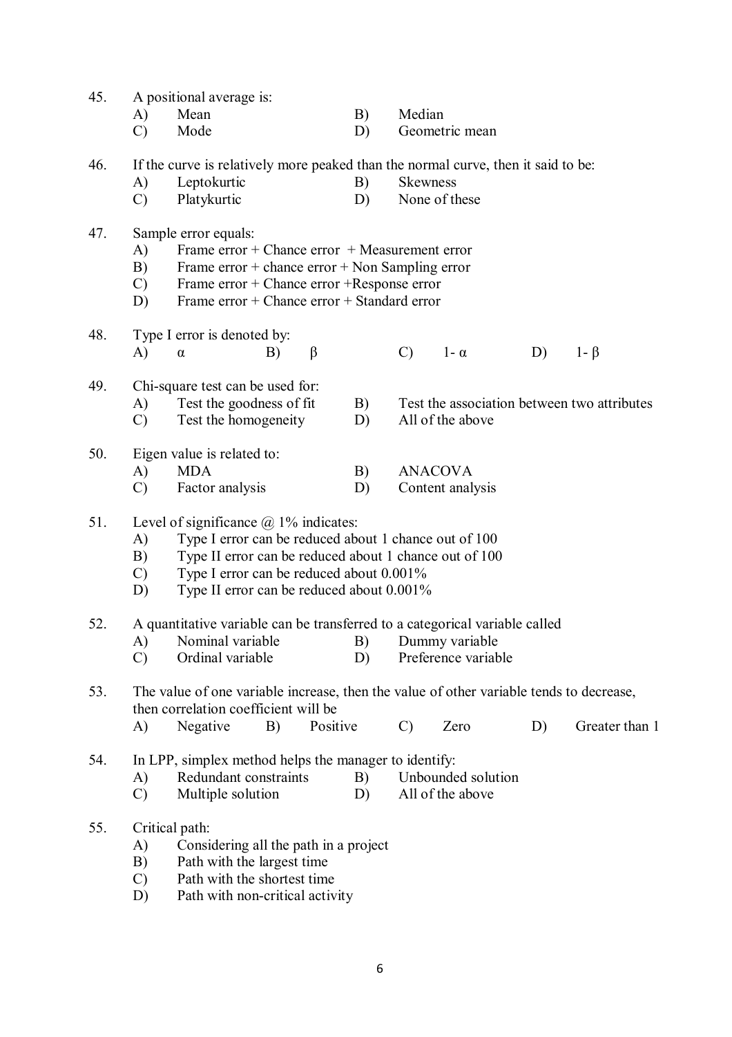45. A positional average is:
    - A) Mean
    - B) Median
    - C) Mode
    - D) Geometric mean

46. If the curve is relatively more peaked than the normal curve, then it said to be:
    - A) Leptokurtic
    - B) Skewness
    - C) Platykurtic
    - D) None of these

47. Sample error equals:
    - A) Frame error + Chance error + Measurement error
    - B) Frame error + chance error + Non Sampling error
    - C) Frame error + Chance error +Response error
    - D) Frame error + Chance error + Standard error

48. Type I error is denoted by:
    - A) $\alpha$
    - B) $\beta$
    - C) $1-\alpha$
    - D) $1-\beta$

49. Chi-square test can be used for:
    - A) Test the goodness of fit
    - B) Test the association between two attributes
    - C) Test the homogeneity
    - D) All of the above

50. Eigen value is related to:
    - A) MDA
    - B) ANACOVA
    - C) Factor analysis
    - D) Content analysis

51. Level of significance @ 1% indicates:
    - A) Type I error can be reduced about 1 chance out of 100
    - B) Type II error can be reduced about 1 chance out of 100
    - C) Type I error can be reduced about 0.001%
    - D) Type II error can be reduced about 0.001%

52. A quantitative variable can be transferred to a categorical variable called
    - A) Nominal variable
    - B) Dummy variable
    - C) Ordinal variable
    - D) Preference variable

53. The value of one variable increase, then the value of other variable tends to decrease, then correlation coefficient will be
    - A) Negative
    - B) Positive
    - C) Zero
    - D) Greater than 1

54. In LPP, simplex method helps the manager to identify:
    - A) Redundant constraints
    - B) Unbounded solution
    - C) Multiple solution
    - D) All of the above

55. Critical path:
    - A) Considering all the path in a project
    - B) Path with the largest time
    - C) Path with the shortest time
    - D) Path with non-critical activity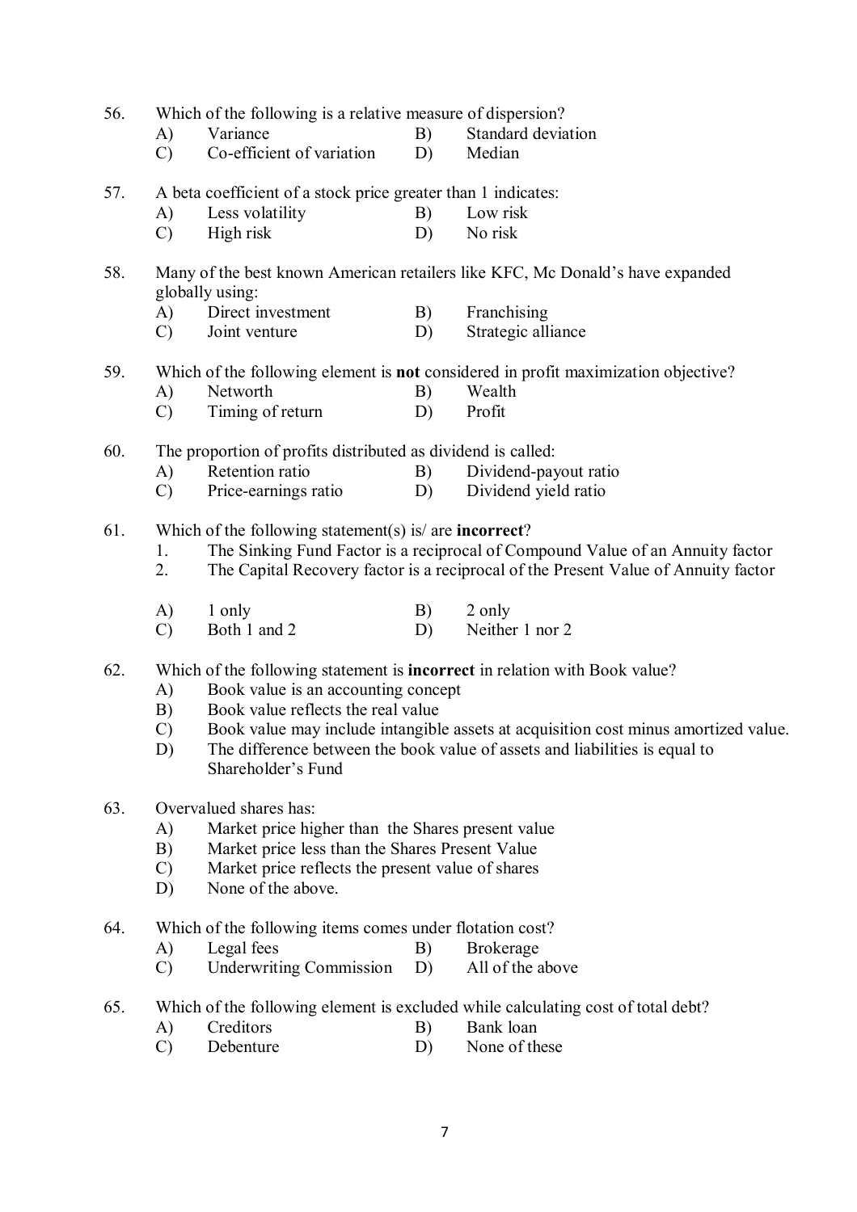56. Which of the following is a relative measure of dispersion?
    - A) Variance
    - B) Standard deviation
    - C) Co-efficient of variation
    - D) Median

57. A beta coefficient of a stock price greater than 1 indicates:
    - A) Less volatility
    - B) Low risk
    - C) High risk
    - D) No risk

58. Many of the best known American retailers like KFC, Mc Donald's have expanded globally using:
    - A) Direct investment
    - B) Franchising
    - C) Joint venture
    - D) Strategic alliance

59. Which of the following element is **not** considered in profit maximization objective?
    - A) Networth
    - B) Wealth
    - C) Timing of return
    - D) Profit

60. The proportion of profits distributed as dividend is called:
    - A) Retention ratio
    - B) Dividend-payout ratio
    - C) Price-earnings ratio
    - D) Dividend yield ratio

61. Which of the following statement(s) is/ are **incorrect**?
    1. The Sinking Fund Factor is a reciprocal of Compound Value of an Annuity factor
    2. The Capital Recovery factor is a reciprocal of the Present Value of Annuity factor

    - A) 1 only
    - B) 2 only
    - C) Both 1 and 2
    - D) Neither 1 nor 2

62. Which of the following statement is **incorrect** in relation with Book value?
    - A) Book value is an accounting concept
    - B) Book value reflects the real value
    - C) Book value may include intangible assets at acquisition cost minus amortized value.
    - D) The difference between the book value of assets and liabilities is equal to Shareholder's Fund

63. Overvalued shares has:
    - A) Market price higher than the Shares present value
    - B) Market price less than the Shares Present Value
    - C) Market price reflects the present value of shares
    - D) None of the above.

64. Which of the following items comes under flotation cost?
    - A) Legal fees
    - B) Brokerage
    - C) Underwriting Commission
    - D) All of the above

65. Which of the following element is excluded while calculating cost of total debt?
    - A) Creditors
    - B) Bank loan
    - C) Debenture
    - D) None of these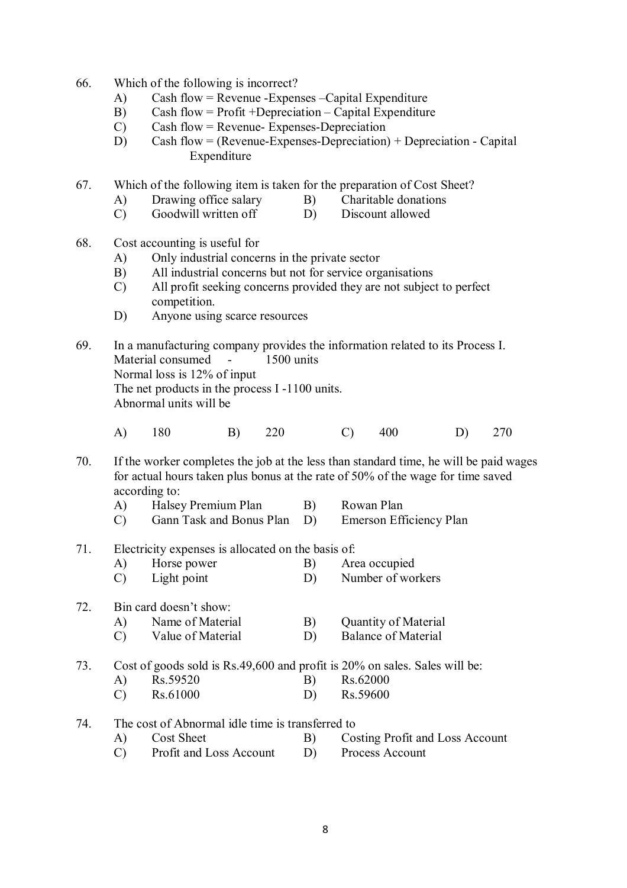66. Which of the following is incorrect?
    A) Cash flow = Revenue -Expenses –Capital Expenditure
    B) Cash flow = Profit +Depreciation – Capital Expenditure
    C) Cash flow = Revenue- Expenses-Depreciation
    D) Cash flow = (Revenue-Expenses-Depreciation) + Depreciation - Capital Expenditure

67. Which of the following item is taken for the preparation of Cost Sheet?
    A) Drawing office salary
    B) Charitable donations
    C) Goodwill written off
    D) Discount allowed

68. Cost accounting is useful for
    A) Only industrial concerns in the private sector
    B) All industrial concerns but not for service organisations
    C) All profit seeking concerns provided they are not subject to perfect competition.
    D) Anyone using scarce resources

69. In a manufacturing company provides the information related to its Process I.
    Material consumed - 1500 units
    Normal loss is 12% of input
    The net products in the process I -1100 units.
    Abnormal units will be

    A) 180
    B) 220
    C) 400
    D) 270

70. If the worker completes the job at the less than standard time, he will be paid wages for actual hours taken plus bonus at the rate of 50% of the wage for time saved according to:
    A) Halsey Premium Plan
    B) Rowan Plan
    C) Gann Task and Bonus Plan
    D) Emerson Efficiency Plan

71. Electricity expenses is allocated on the basis of:
    A) Horse power
    B) Area occupied
    C) Light point
    D) Number of workers

72. Bin card doesn't show:
    A) Name of Material
    B) Quantity of Material
    C) Value of Material
    D) Balance of Material

73. Cost of goods sold is Rs.49,600 and profit is 20% on sales. Sales will be:
    A) Rs.59520
    B) Rs.62000
    C) Rs.61000
    D) Rs.59600

74. The cost of Abnormal idle time is transferred to
    A) Cost Sheet
    B) Costing Profit and Loss Account
    C) Profit and Loss Account
    D) Process Account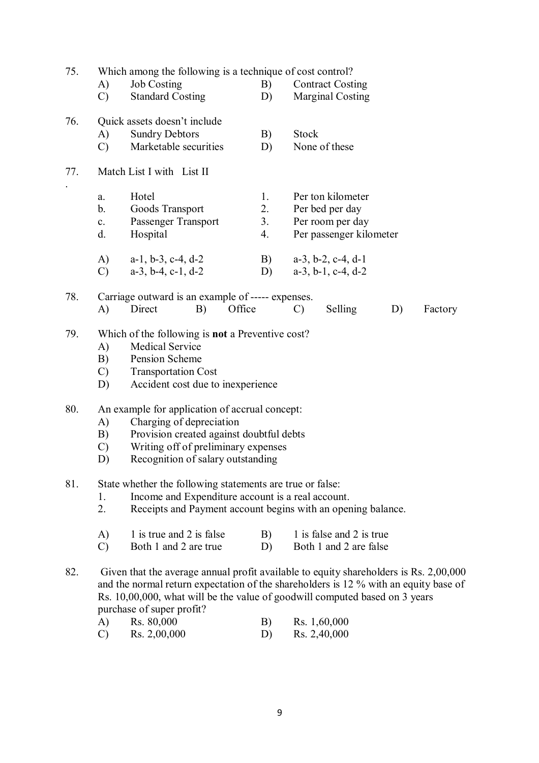75. Which among the following is a technique of cost control?

A) Job Costing  B) Contract Costing
C) Standard Costing  D) Marginal Costing

76. Quick assets doesn't include

A) Sundry Debtors  B) Stock
C) Marketable securities  D) None of these

77. Match List I with List II

| | List I | | List II |
|---|---|---|---|
| a. | Hotel | 1. | Per ton kilometer |
| b. | Goods Transport | 2. | Per bed per day |
| c. | Passenger Transport | 3. | Per room per day |
| d. | Hospital | 4. | Per passenger kilometer |

A) a-1, b-3, c-4, d-2  B) a-3, b-2, c-4, d-1
C) a-3, b-4, c-1, d-2  D) a-3, b-1, c-4, d-2

78. Carriage outward is an example of ----- expenses.

A) Direct  B) Office  C) Selling  D) Factory

79. Which of the following is **not** a Preventive cost?

A) Medical Service
B) Pension Scheme
C) Transportation Cost
D) Accident cost due to inexperience

80. An example for application of accrual concept:

A) Charging of depreciation
B) Provision created against doubtful debts
C) Writing off of preliminary expenses
D) Recognition of salary outstanding

81. State whether the following statements are true or false:

1. Income and Expenditure account is a real account.
2. Receipts and Payment account begins with an opening balance.

A) 1 is true and 2 is false  B) 1 is false and 2 is true
C) Both 1 and 2 are true  D) Both 1 and 2 are false

82. Given that the average annual profit available to equity shareholders is Rs. 2,00,000 and the normal return expectation of the shareholders is 12 % with an equity base of Rs. 10,00,000, what will be the value of goodwill computed based on 3 years purchase of super profit?

A) Rs. 80,000  B) Rs. 1,60,000
C) Rs. 2,00,000  D) Rs. 2,40,000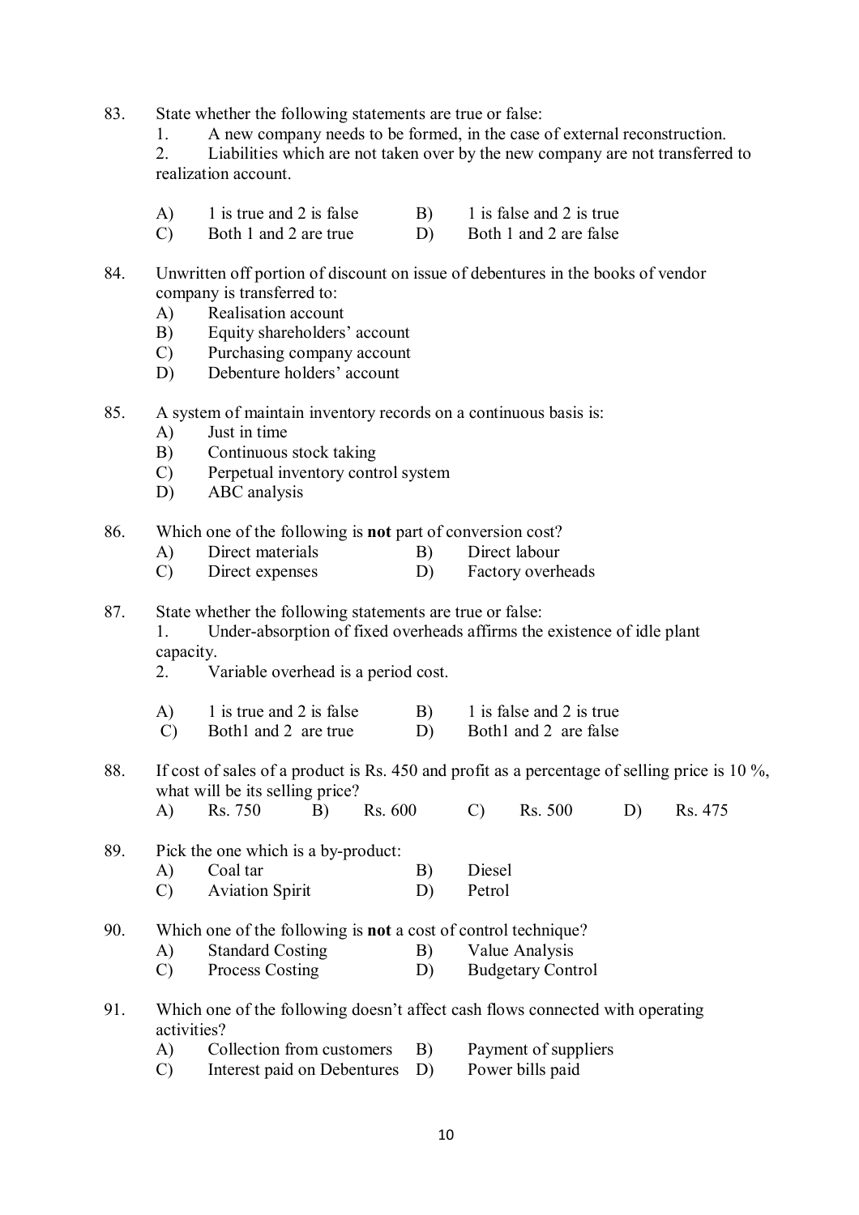83. State whether the following statements are true or false:
    1. A new company needs to be formed, in the case of external reconstruction.
    2. Liabilities which are not taken over by the new company are not transferred to realization account.

    A) 1 is true and 2 is false   B) 1 is false and 2 is true
    C) Both 1 and 2 are true   D) Both 1 and 2 are false

84. Unwritten off portion of discount on issue of debentures in the books of vendor company is transferred to:
    A) Realisation account
    B) Equity shareholders' account
    C) Purchasing company account
    D) Debenture holders' account

85. A system of maintain inventory records on a continuous basis is:
    A) Just in time
    B) Continuous stock taking
    C) Perpetual inventory control system
    D) ABC analysis

86. Which one of the following is **not** part of conversion cost?
    A) Direct materials   B) Direct labour
    C) Direct expenses   D) Factory overheads

87. State whether the following statements are true or false:
    1. Under-absorption of fixed overheads affirms the existence of idle plant capacity.
    2. Variable overhead is a period cost.

    A) 1 is true and 2 is false   B) 1 is false and 2 is true
    C) Both1 and 2 are true   D) Both1 and 2 are false

88. If cost of sales of a product is Rs. 450 and profit as a percentage of selling price is 10 %, what will be its selling price?
    A) Rs. 750   B) Rs. 600   C) Rs. 500   D) Rs. 475

89. Pick the one which is a by-product:
    A) Coal tar   B) Diesel
    C) Aviation Spirit   D) Petrol

90. Which one of the following is **not** a cost of control technique?
    A) Standard Costing   B) Value Analysis
    C) Process Costing   D) Budgetary Control

91. Which one of the following doesn't affect cash flows connected with operating activities?
    A) Collection from customers   B) Payment of suppliers
    C) Interest paid on Debentures   D) Power bills paid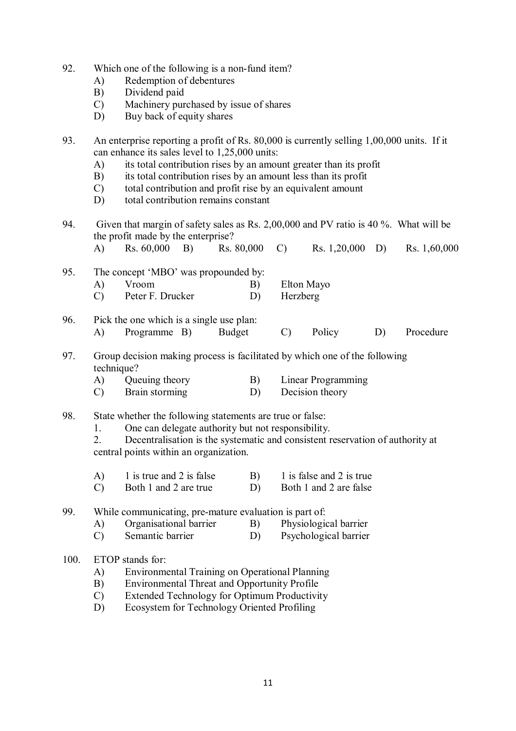92. Which one of the following is a non-fund item?
    A) Redemption of debentures
    B) Dividend paid
    C) Machinery purchased by issue of shares
    D) Buy back of equity shares

93. An enterprise reporting a profit of Rs. 80,000 is currently selling 1,00,000 units. If it can enhance its sales level to 1,25,000 units:
    A) its total contribution rises by an amount greater than its profit
    B) its total contribution rises by an amount less than its profit
    C) total contribution and profit rise by an equivalent amount
    D) total contribution remains constant

94. Given that margin of safety sales as Rs. 2,00,000 and PV ratio is 40 %. What will be the profit made by the enterprise?
    A) Rs. 60,000 B) Rs. 80,000 C) Rs. 1,20,000 D) Rs. 1,60,000

95. The concept 'MBO' was propounded by:
    A) Vroom B) Elton Mayo
    C) Peter F. Drucker D) Herzberg

96. Pick the one which is a single use plan:
    A) Programme B) Budget C) Policy D) Procedure

97. Group decision making process is facilitated by which one of the following technique?
    A) Queuing theory B) Linear Programming
    C) Brain storming D) Decision theory

98. State whether the following statements are true or false:
    1. One can delegate authority but not responsibility.
    2. Decentralisation is the systematic and consistent reservation of authority at central points within an organization.

    A) 1 is true and 2 is false B) 1 is false and 2 is true
    C) Both 1 and 2 are true D) Both 1 and 2 are false

99. While communicating, pre-mature evaluation is part of:
    A) Organisational barrier B) Physiological barrier
    C) Semantic barrier D) Psychological barrier

100. ETOP stands for:
    A) Environmental Training on Operational Planning
    B) Environmental Threat and Opportunity Profile
    C) Extended Technology for Optimum Productivity
    D) Ecosystem for Technology Oriented Profiling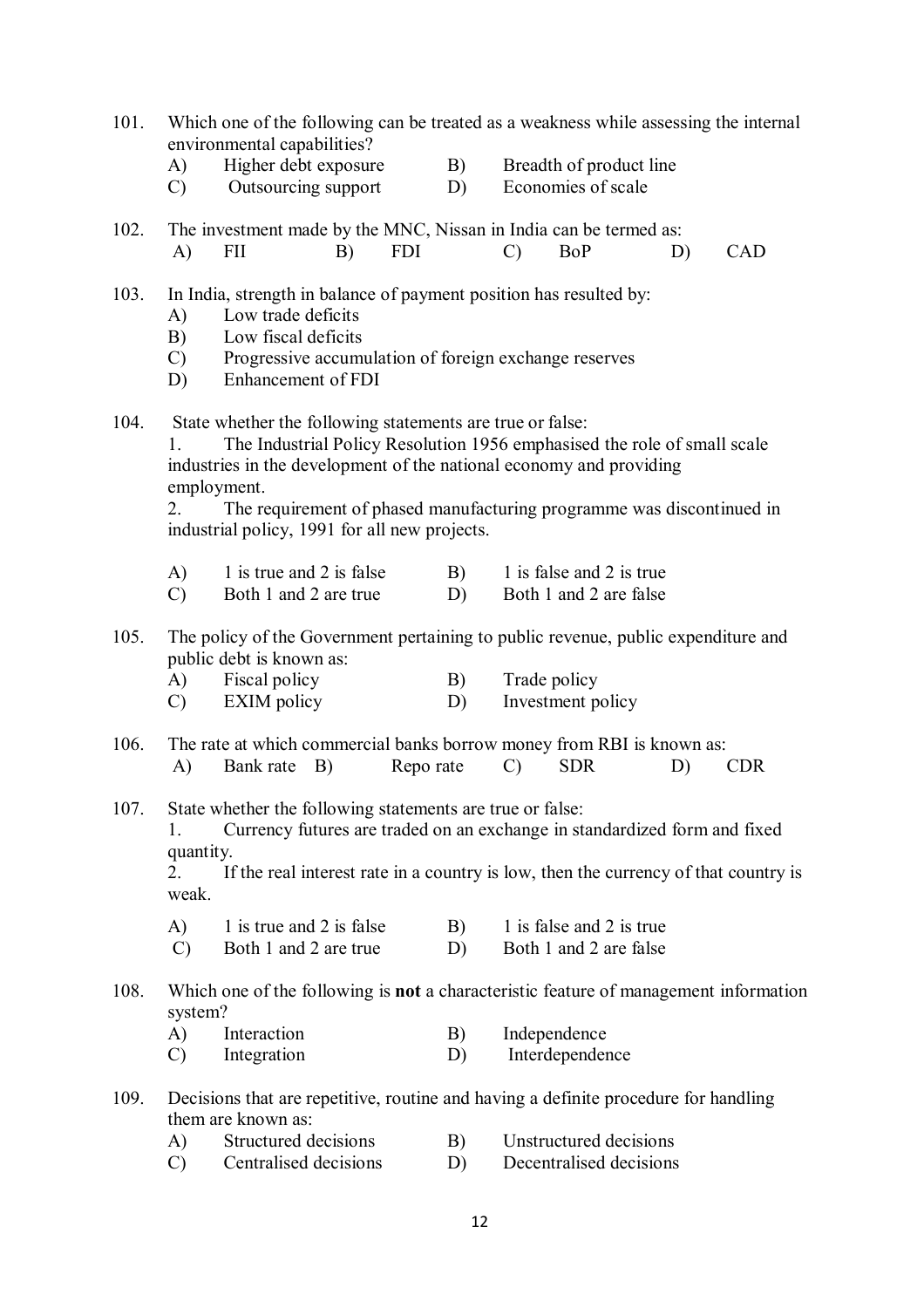101. Which one of the following can be treated as a weakness while assessing the internal environmental capabilities?

A) Higher debt exposure  B) Breadth of product line
C) Outsourcing support  D) Economies of scale

102. The investment made by the MNC, Nissan in India can be termed as:

A) FII  B) FDI  C) BoP  D) CAD

103. In India, strength in balance of payment position has resulted by:

A) Low trade deficits
B) Low fiscal deficits
C) Progressive accumulation of foreign exchange reserves
D) Enhancement of FDI

104. State whether the following statements are true or false:

1. The Industrial Policy Resolution 1956 emphasised the role of small scale industries in the development of the national economy and providing employment.
2. The requirement of phased manufacturing programme was discontinued in industrial policy, 1991 for all new projects.

A) 1 is true and 2 is false  B) 1 is false and 2 is true
C) Both 1 and 2 are true  D) Both 1 and 2 are false

105. The policy of the Government pertaining to public revenue, public expenditure and public debt is known as:

A) Fiscal policy  B) Trade policy
C) EXIM policy  D) Investment policy

106. The rate at which commercial banks borrow money from RBI is known as:

A) Bank rate  B) Repo rate  C) SDR  D) CDR

107. State whether the following statements are true or false:

1. Currency futures are traded on an exchange in standardized form and fixed quantity.
2. If the real interest rate in a country is low, then the currency of that country is weak.

A) 1 is true and 2 is false  B) 1 is false and 2 is true
C) Both 1 and 2 are true  D) Both 1 and 2 are false

108. Which one of the following is **not** a characteristic feature of management information system?

A) Interaction  B) Independence
C) Integration  D) Interdependence

109. Decisions that are repetitive, routine and having a definite procedure for handling them are known as:

A) Structured decisions  B) Unstructured decisions
C) Centralised decisions  D) Decentralised decisions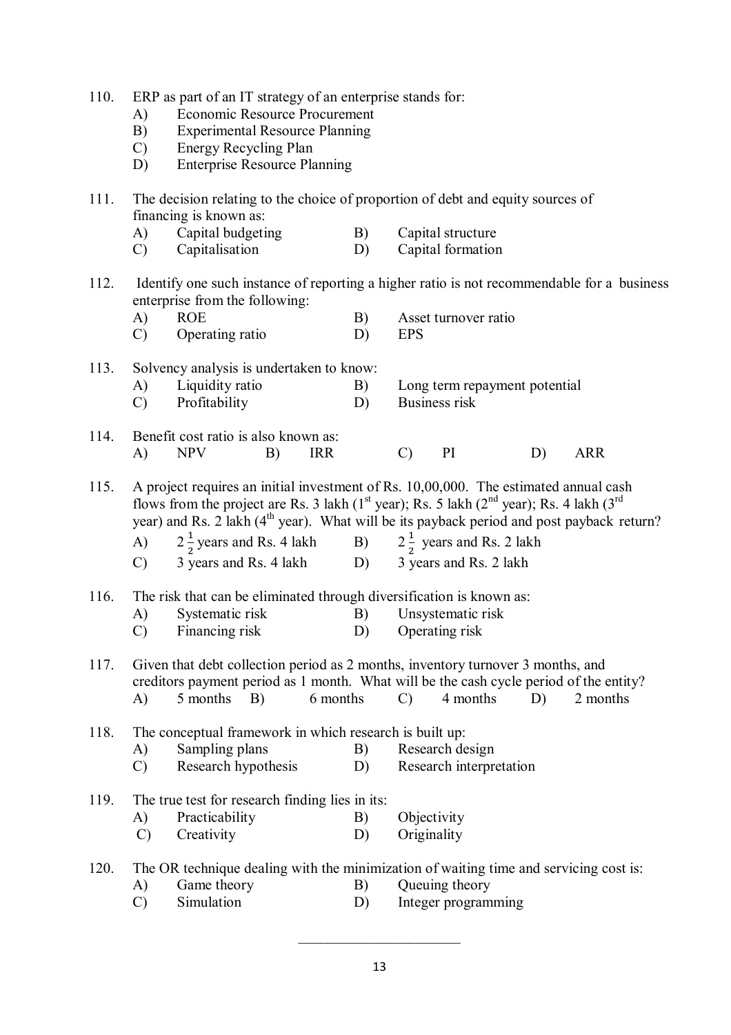110. ERP as part of an IT strategy of an enterprise stands for:
   - A) Economic Resource Procurement
   - B) Experimental Resource Planning
   - C) Energy Recycling Plan
   - D) Enterprise Resource Planning

111. The decision relating to the choice of proportion of debt and equity sources of financing is known as:
   - A) Capital budgeting
   - B) Capital structure
   - C) Capitalisation
   - D) Capital formation

112. Identify one such instance of reporting a higher ratio is not recommendable for a business enterprise from the following:
   - A) ROE
   - B) Asset turnover ratio
   - C) Operating ratio
   - D) EPS

113. Solvency analysis is undertaken to know:
   - A) Liquidity ratio
   - B) Long term repayment potential
   - C) Profitability
   - D) Business risk

114. Benefit cost ratio is also known as:
   - A) NPV
   - B) IRR
   - C) PI
   - D) ARR

115. A project requires an initial investment of Rs. 10,00,000. The estimated annual cash flows from the project are Rs. 3 lakh (1st year); Rs. 5 lakh (2nd year); Rs. 4 lakh (3rd year) and Rs. 2 lakh (4th year). What will be its payback period and post payback return?
   - A) $2\frac{1}{2}$ years and Rs. 4 lakh
   - B) $2\frac{1}{2}$ years and Rs. 2 lakh
   - C) 3 years and Rs. 4 lakh
   - D) 3 years and Rs. 2 lakh

116. The risk that can be eliminated through diversification is known as:
   - A) Systematic risk
   - B) Unsystematic risk
   - C) Financing risk
   - D) Operating risk

117. Given that debt collection period as 2 months, inventory turnover 3 months, and creditors payment period as 1 month. What will be the cash cycle period of the entity?
   - A) 5 months
   - B) 6 months
   - C) 4 months
   - D) 2 months

118. The conceptual framework in which research is built up:
   - A) Sampling plans
   - B) Research design
   - C) Research hypothesis
   - D) Research interpretation

119. The true test for research finding lies in its:
   - A) Practicability
   - B) Objectivity
   - C) Creativity
   - D) Originality

120. The OR technique dealing with the minimization of waiting time and servicing cost is:
   - A) Game theory
   - B) Queuing theory
   - C) Simulation
   - D) Integer programming